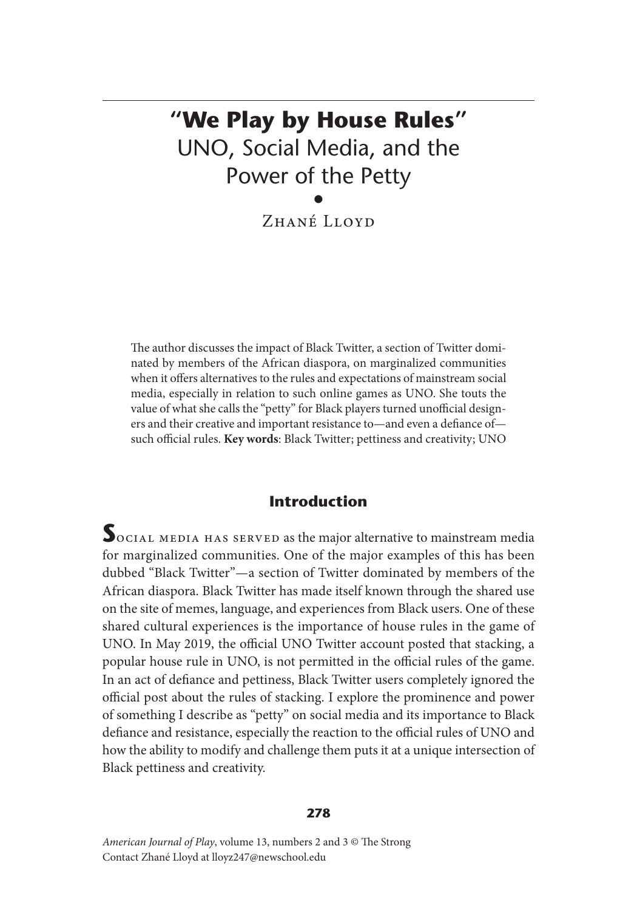# "We Play by House Rules"

## UNO, Social Media, and the Power of the Petty

Zhané Lloyd

The author discusses the impact of Black Twitter, a section of Twitter dominated by members of the African diaspora, on marginalized communities when it offers alternatives to the rules and expectations of mainstream social media, especially in relation to such online games as UNO. She touts the value of what she calls the "petty" for Black players turned unofficial designers and their creative and important resistance to—and even a defiance of—such official rules. **Key words**: Black Twitter; pettiness and creativity; UNO

## Introduction

Social media has served as the major alternative to mainstream media for marginalized communities. One of the major examples of this has been dubbed "Black Twitter"—a section of Twitter dominated by members of the African diaspora. Black Twitter has made itself known through the shared use on the site of memes, language, and experiences from Black users. One of these shared cultural experiences is the importance of house rules in the game of UNO. In May 2019, the official UNO Twitter account posted that stacking, a popular house rule in UNO, is not permitted in the official rules of the game. In an act of defiance and pettiness, Black Twitter users completely ignored the official post about the rules of stacking. I explore the prominence and power of something I describe as "petty" on social media and its importance to Black defiance and resistance, especially the reaction to the official rules of UNO and how the ability to modify and challenge them puts it at a unique intersection of Black pettiness and creativity.

Contact Zhané Lloyd at lloyz247@newschool.edu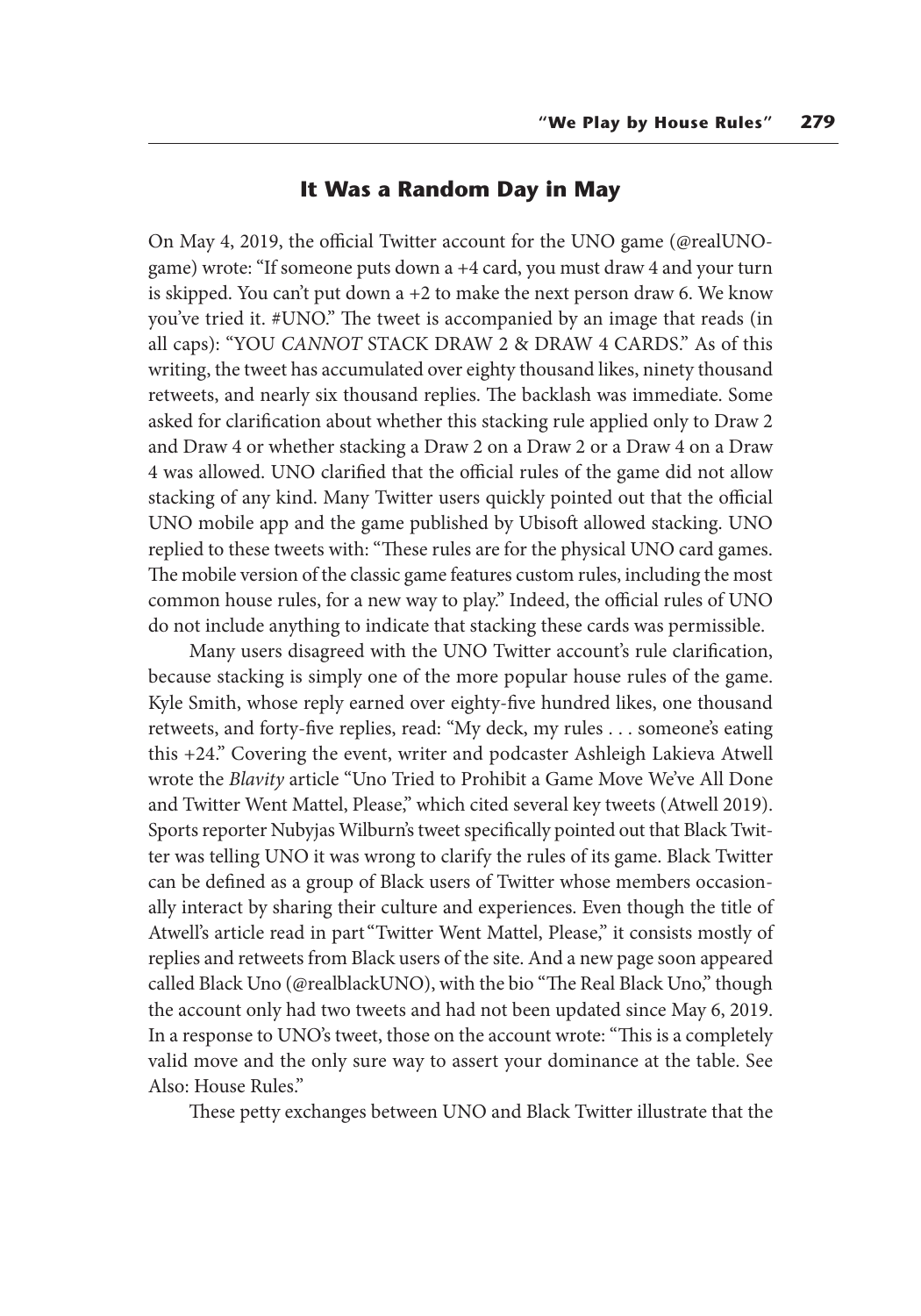## It Was a Random Day in May

On May 4, 2019, the official Twitter account for the UNO game (@realUNOgame) wrote: "If someone puts down a +4 card, you must draw 4 and your turn is skipped. You can't put down a +2 to make the next person draw 6. We know you've tried it. #UNO." The tweet is accompanied by an image that reads (in all caps): "YOU *CANNOT* STACK DRAW 2 & DRAW 4 CARDS." As of this writing, the tweet has accumulated over eighty thousand likes, ninety thousand retweets, and nearly six thousand replies. The backlash was immediate. Some asked for clarification about whether this stacking rule applied only to Draw 2 and Draw 4 or whether stacking a Draw 2 on a Draw 2 or a Draw 4 on a Draw 4 was allowed. UNO clarified that the official rules of the game did not allow stacking of any kind. Many Twitter users quickly pointed out that the official UNO mobile app and the game published by Ubisoft allowed stacking. UNO replied to these tweets with: "These rules are for the physical UNO card games. The mobile version of the classic game features custom rules, including the most common house rules, for a new way to play." Indeed, the official rules of UNO do not include anything to indicate that stacking these cards was permissible.

Many users disagreed with the UNO Twitter account's rule clarification, because stacking is simply one of the more popular house rules of the game. Kyle Smith, whose reply earned over eighty-five hundred likes, one thousand retweets, and forty-five replies, read: "My deck, my rules . . . someone's eating this +24." Covering the event, writer and podcaster Ashleigh Lakieva Atwell wrote the *Blavity* article "Uno Tried to Prohibit a Game Move We've All Done and Twitter Went Mattel, Please," which cited several key tweets (Atwell 2019). Sports reporter Nubyjas Wilburn's tweet specifically pointed out that Black Twitter was telling UNO it was wrong to clarify the rules of its game. Black Twitter can be defined as a group of Black users of Twitter whose members occasionally interact by sharing their culture and experiences. Even though the title of Atwell's article read in part "Twitter Went Mattel, Please," it consists mostly of replies and retweets from Black users of the site. And a new page soon appeared called Black Uno (@realblackUNO), with the bio "The Real Black Uno," though the account only had two tweets and had not been updated since May 6, 2019. In a response to UNO's tweet, those on the account wrote: "This is a completely valid move and the only sure way to assert your dominance at the table. See Also: House Rules."

These petty exchanges between UNO and Black Twitter illustrate that the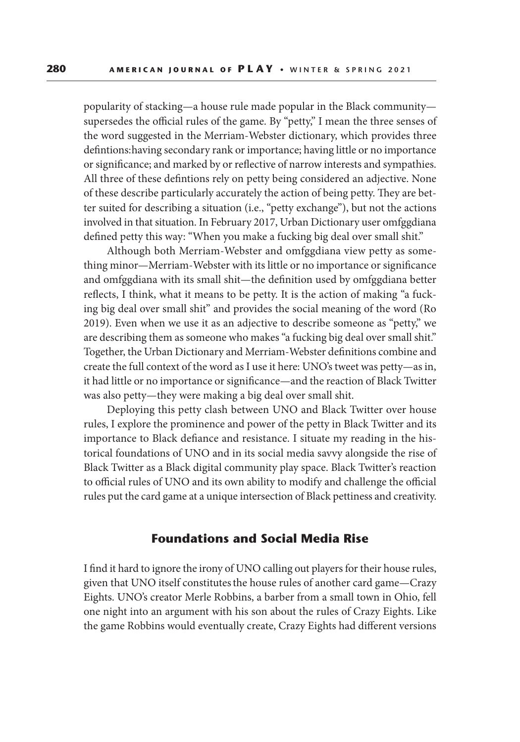popularity of stacking—a house rule made popular in the Black community—supersedes the official rules of the game. By "petty," I mean the three senses of the word suggested in the Merriam-Webster dictionary, which provides three defintions:having secondary rank or importance; having little or no importance or significance; and marked by or reflective of narrow interests and sympathies. All three of these defintions rely on petty being considered an adjective. None of these describe particularly accurately the action of being petty. They are better suited for describing a situation (i.e., "petty exchange"), but not the actions involved in that situation. In February 2017, Urban Dictionary user omfggdiana defined petty this way: "When you make a fucking big deal over small shit."

Although both Merriam-Webster and omfggdiana view petty as something minor—Merriam-Webster with its little or no importance or significance and omfggdiana with its small shit—the definition used by omfggdiana better reflects, I think, what it means to be petty. It is the action of making "a fucking big deal over small shit" and provides the social meaning of the word (Ro 2019). Even when we use it as an adjective to describe someone as "petty," we are describing them as someone who makes "a fucking big deal over small shit." Together, the Urban Dictionary and Merriam-Webster definitions combine and create the full context of the word as I use it here: UNO's tweet was petty—as in, it had little or no importance or significance—and the reaction of Black Twitter was also petty—they were making a big deal over small shit.

Deploying this petty clash between UNO and Black Twitter over house rules, I explore the prominence and power of the petty in Black Twitter and its importance to Black defiance and resistance. I situate my reading in the historical foundations of UNO and in its social media savvy alongside the rise of Black Twitter as a Black digital community play space. Black Twitter's reaction to official rules of UNO and its own ability to modify and challenge the official rules put the card game at a unique intersection of Black pettiness and creativity.

## Foundations and Social Media Rise

I find it hard to ignore the irony of UNO calling out players for their house rules, given that UNO itself constitutes the house rules of another card game—Crazy Eights. UNO's creator Merle Robbins, a barber from a small town in Ohio, fell one night into an argument with his son about the rules of Crazy Eights. Like the game Robbins would eventually create, Crazy Eights had different versions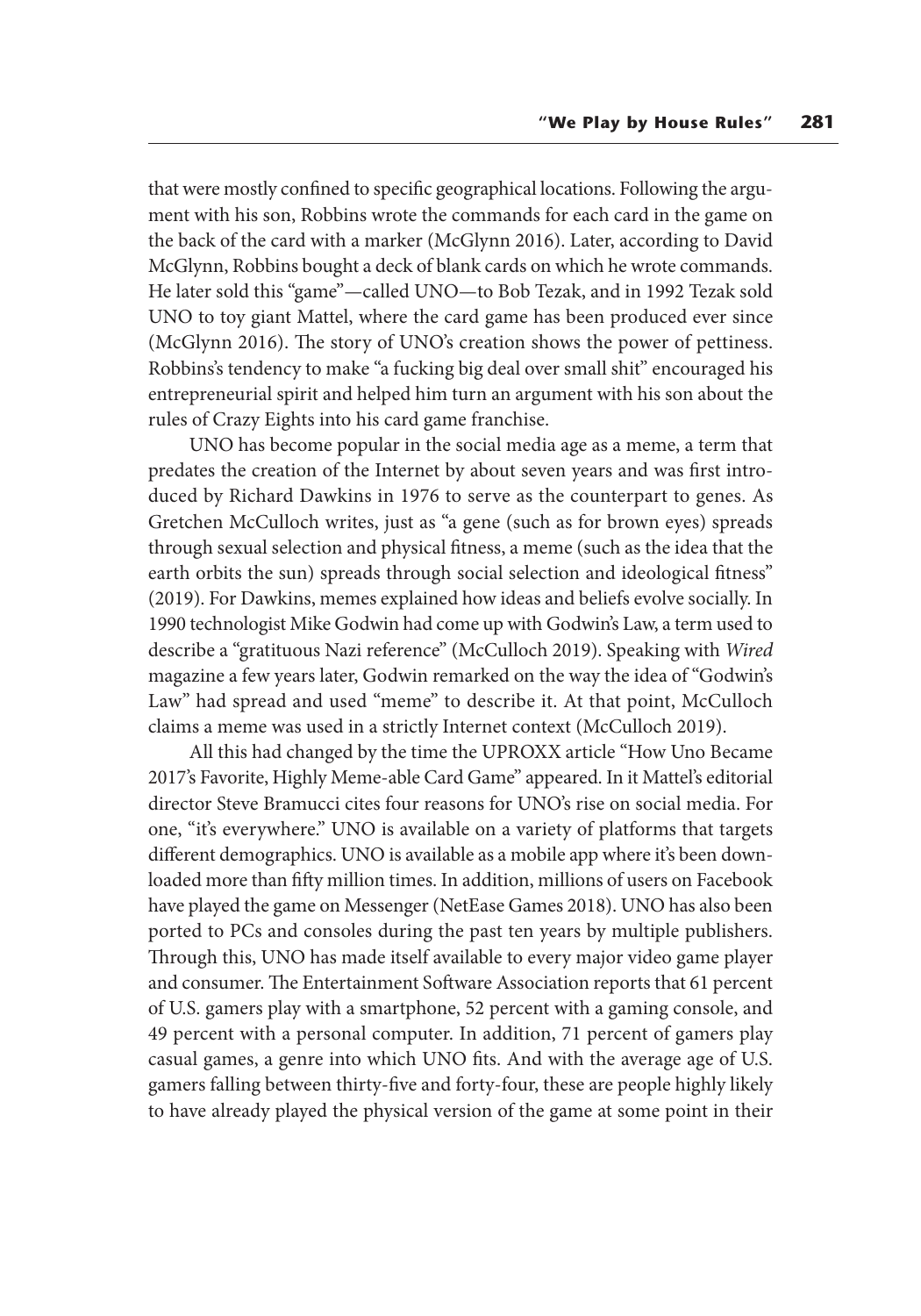that were mostly confined to specific geographical locations. Following the argument with his son, Robbins wrote the commands for each card in the game on the back of the card with a marker (McGlynn 2016). Later, according to David McGlynn, Robbins bought a deck of blank cards on which he wrote commands. He later sold this "game"—called UNO—to Bob Tezak, and in 1992 Tezak sold UNO to toy giant Mattel, where the card game has been produced ever since (McGlynn 2016). The story of UNO's creation shows the power of pettiness. Robbins's tendency to make "a fucking big deal over small shit" encouraged his entrepreneurial spirit and helped him turn an argument with his son about the rules of Crazy Eights into his card game franchise.

UNO has become popular in the social media age as a meme, a term that predates the creation of the Internet by about seven years and was first introduced by Richard Dawkins in 1976 to serve as the counterpart to genes. As Gretchen McCulloch writes, just as "a gene (such as for brown eyes) spreads through sexual selection and physical fitness, a meme (such as the idea that the earth orbits the sun) spreads through social selection and ideological fitness" (2019). For Dawkins, memes explained how ideas and beliefs evolve socially. In 1990 technologist Mike Godwin had come up with Godwin's Law, a term used to describe a "gratuitous Nazi reference" (McCulloch 2019). Speaking with *Wired* magazine a few years later, Godwin remarked on the way the idea of "Godwin's Law" had spread and used "meme" to describe it. At that point, McCulloch claims a meme was used in a strictly Internet context (McCulloch 2019).

All this had changed by the time the UPROXX article "How Uno Became 2017's Favorite, Highly Meme-able Card Game" appeared. In it Mattel's editorial director Steve Bramucci cites four reasons for UNO's rise on social media. For one, "it's everywhere." UNO is available on a variety of platforms that targets different demographics. UNO is available as a mobile app where it's been downloaded more than fifty million times. In addition, millions of users on Facebook have played the game on Messenger (NetEase Games 2018). UNO has also been ported to PCs and consoles during the past ten years by multiple publishers. Through this, UNO has made itself available to every major video game player and consumer. The Entertainment Software Association reports that 61 percent of U.S. gamers play with a smartphone, 52 percent with a gaming console, and 49 percent with a personal computer. In addition, 71 percent of gamers play casual games, a genre into which UNO fits. And with the average age of U.S. gamers falling between thirty-five and forty-four, these are people highly likely to have already played the physical version of the game at some point in their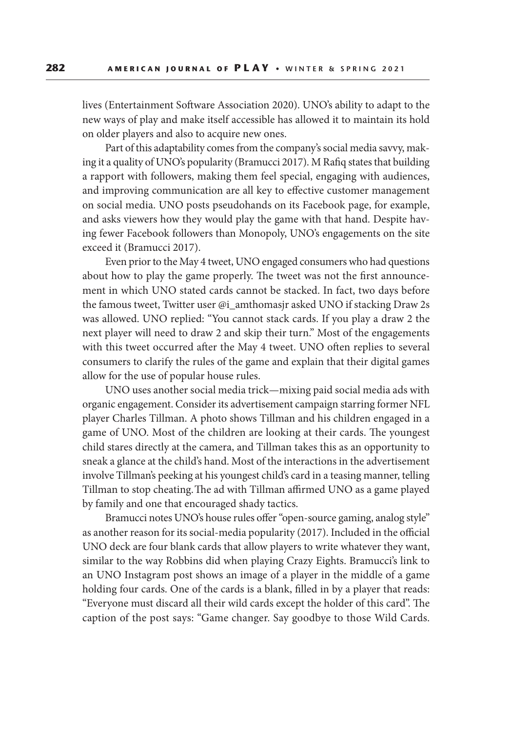lives (Entertainment Software Association 2020). UNO's ability to adapt to the new ways of play and make itself accessible has allowed it to maintain its hold on older players and also to acquire new ones.

Part of this adaptability comes from the company's social media savvy, making it a quality of UNO's popularity (Bramucci 2017). M Rafiq states that building a rapport with followers, making them feel special, engaging with audiences, and improving communication are all key to effective customer management on social media. UNO posts pseudohands on its Facebook page, for example, and asks viewers how they would play the game with that hand. Despite having fewer Facebook followers than Monopoly, UNO's engagements on the site exceed it (Bramucci 2017).

Even prior to the May 4 tweet, UNO engaged consumers who had questions about how to play the game properly. The tweet was not the first announcement in which UNO stated cards cannot be stacked. In fact, two days before the famous tweet, Twitter user @i_amthomasjr asked UNO if stacking Draw 2s was allowed. UNO replied: "You cannot stack cards. If you play a draw 2 the next player will need to draw 2 and skip their turn." Most of the engagements with this tweet occurred after the May 4 tweet. UNO often replies to several consumers to clarify the rules of the game and explain that their digital games allow for the use of popular house rules.

UNO uses another social media trick—mixing paid social media ads with organic engagement. Consider its advertisement campaign starring former NFL player Charles Tillman. A photo shows Tillman and his children engaged in a game of UNO. Most of the children are looking at their cards. The youngest child stares directly at the camera, and Tillman takes this as an opportunity to sneak a glance at the child's hand. Most of the interactions in the advertisement involve Tillman's peeking at his youngest child's card in a teasing manner, telling Tillman to stop cheating.The ad with Tillman affirmed UNO as a game played by family and one that encouraged shady tactics.

Bramucci notes UNO's house rules offer "open-source gaming, analog style" as another reason for its social-media popularity (2017). Included in the official UNO deck are four blank cards that allow players to write whatever they want, similar to the way Robbins did when playing Crazy Eights. Bramucci's link to an UNO Instagram post shows an image of a player in the middle of a game holding four cards. One of the cards is a blank, filled in by a player that reads: "Everyone must discard all their wild cards except the holder of this card". The caption of the post says: "Game changer. Say goodbye to those Wild Cards.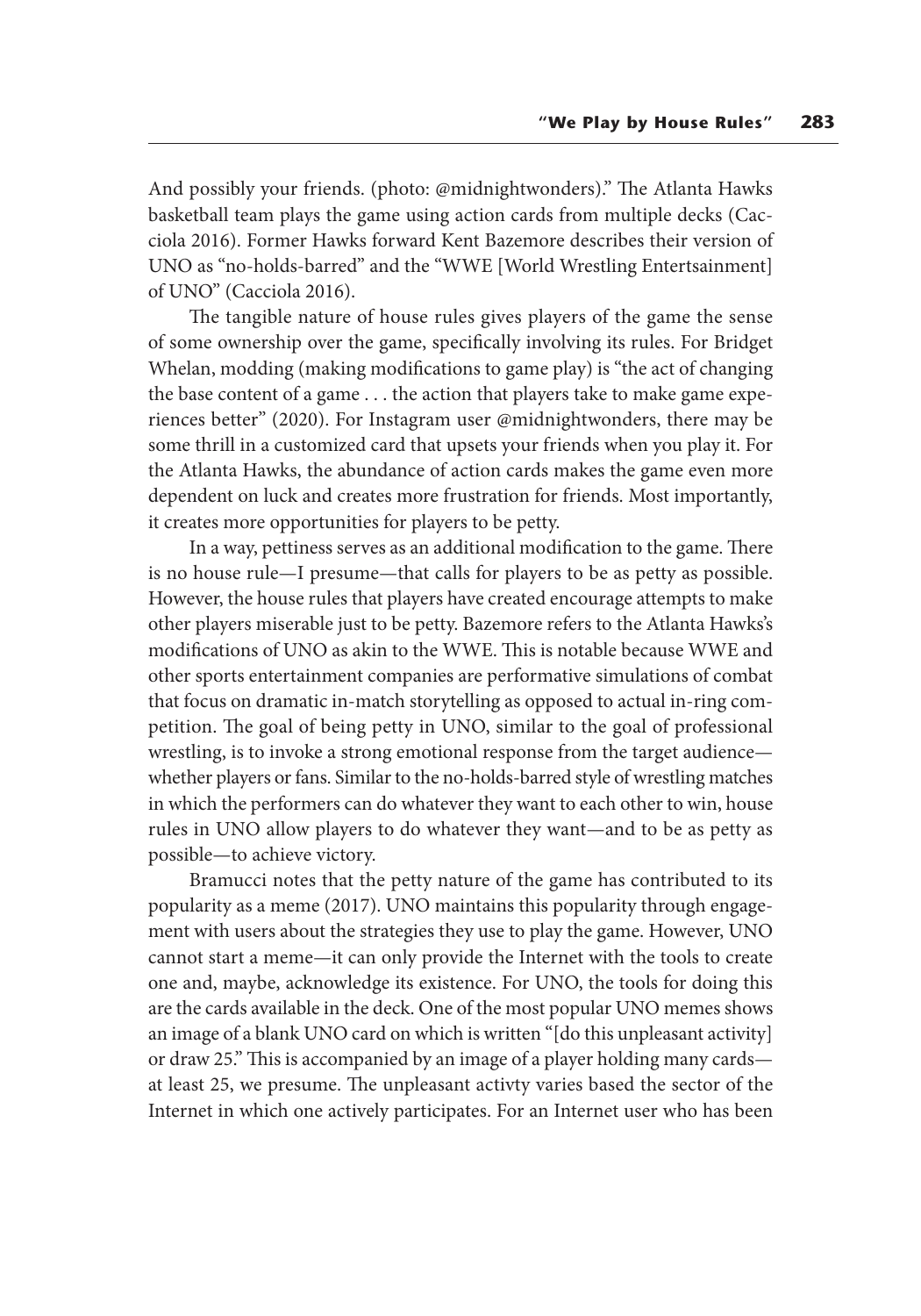And possibly your friends. (photo: @midnightwonders)." The Atlanta Hawks basketball team plays the game using action cards from multiple decks (Cacciola 2016). Former Hawks forward Kent Bazemore describes their version of UNO as "no-holds-barred" and the "WWE [World Wrestling Entertsainment] of UNO" (Cacciola 2016).

The tangible nature of house rules gives players of the game the sense of some ownership over the game, specifically involving its rules. For Bridget Whelan, modding (making modifications to game play) is "the act of changing the base content of a game . . . the action that players take to make game experiences better" (2020). For Instagram user @midnightwonders, there may be some thrill in a customized card that upsets your friends when you play it. For the Atlanta Hawks, the abundance of action cards makes the game even more dependent on luck and creates more frustration for friends. Most importantly, it creates more opportunities for players to be petty.

In a way, pettiness serves as an additional modification to the game. There is no house rule—I presume—that calls for players to be as petty as possible. However, the house rules that players have created encourage attempts to make other players miserable just to be petty. Bazemore refers to the Atlanta Hawks's modifications of UNO as akin to the WWE. This is notable because WWE and other sports entertainment companies are performative simulations of combat that focus on dramatic in-match storytelling as opposed to actual in-ring competition. The goal of being petty in UNO, similar to the goal of professional wrestling, is to invoke a strong emotional response from the target audience—whether players or fans. Similar to the no-holds-barred style of wrestling matches in which the performers can do whatever they want to each other to win, house rules in UNO allow players to do whatever they want—and to be as petty as possible—to achieve victory.

Bramucci notes that the petty nature of the game has contributed to its popularity as a meme (2017). UNO maintains this popularity through engagement with users about the strategies they use to play the game. However, UNO cannot start a meme—it can only provide the Internet with the tools to create one and, maybe, acknowledge its existence. For UNO, the tools for doing this are the cards available in the deck. One of the most popular UNO memes shows an image of a blank UNO card on which is written "[do this unpleasant activity] or draw 25." This is accompanied by an image of a player holding many cards—at least 25, we presume. The unpleasant activty varies based the sector of the Internet in which one actively participates. For an Internet user who has been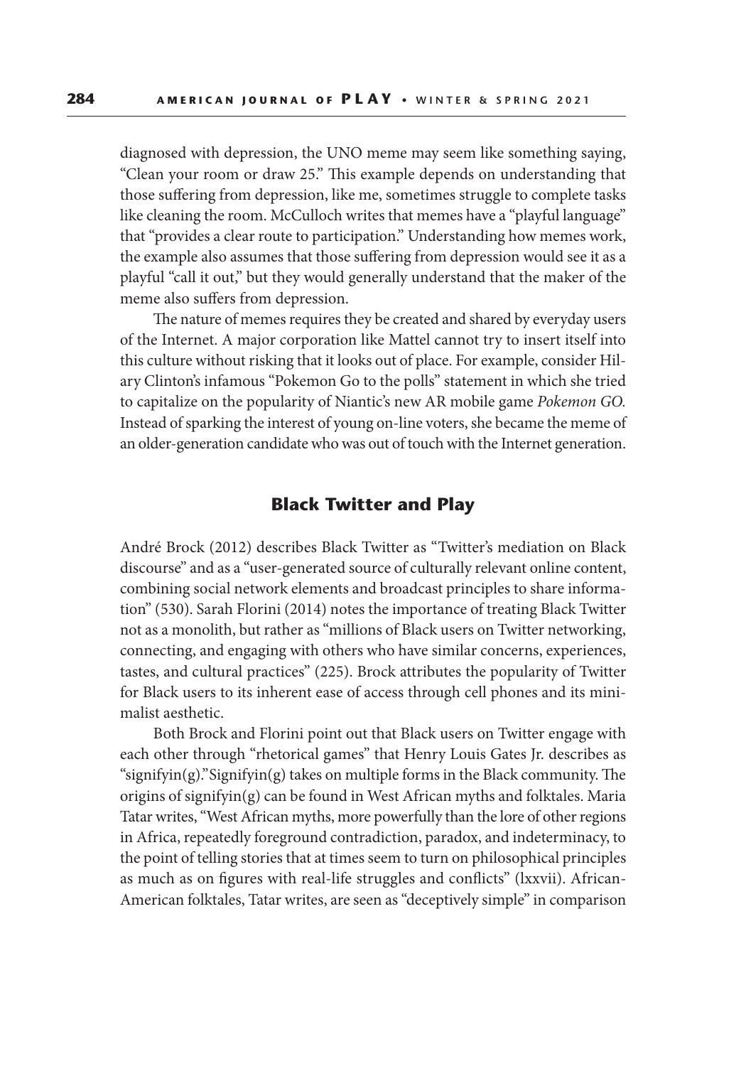diagnosed with depression, the UNO meme may seem like something saying, "Clean your room or draw 25." This example depends on understanding that those suffering from depression, like me, sometimes struggle to complete tasks like cleaning the room. McCulloch writes that memes have a "playful language" that "provides a clear route to participation." Understanding how memes work, the example also assumes that those suffering from depression would see it as a playful "call it out," but they would generally understand that the maker of the meme also suffers from depression.

The nature of memes requires they be created and shared by everyday users of the Internet. A major corporation like Mattel cannot try to insert itself into this culture without risking that it looks out of place. For example, consider Hilary Clinton's infamous "Pokemon Go to the polls" statement in which she tried to capitalize on the popularity of Niantic's new AR mobile game *Pokemon GO.* Instead of sparking the interest of young on-line voters, she became the meme of an older-generation candidate who was out of touch with the Internet generation.

## Black Twitter and Play

André Brock (2012) describes Black Twitter as "Twitter's mediation on Black discourse" and as a "user-generated source of culturally relevant online content, combining social network elements and broadcast principles to share information" (530). Sarah Florini (2014) notes the importance of treating Black Twitter not as a monolith, but rather as "millions of Black users on Twitter networking, connecting, and engaging with others who have similar concerns, experiences, tastes, and cultural practices" (225). Brock attributes the popularity of Twitter for Black users to its inherent ease of access through cell phones and its minimalist aesthetic.

Both Brock and Florini point out that Black users on Twitter engage with each other through "rhetorical games" that Henry Louis Gates Jr. describes as "signifyin(g)." Signifyin(g) takes on multiple forms in the Black community. The origins of signifyin(g) can be found in West African myths and folktales. Maria Tatar writes, "West African myths, more powerfully than the lore of other regions in Africa, repeatedly foreground contradiction, paradox, and indeterminacy, to the point of telling stories that at times seem to turn on philosophical principles as much as on figures with real-life struggles and conflicts" (lxxvii). African-American folktales, Tatar writes, are seen as "deceptively simple" in comparison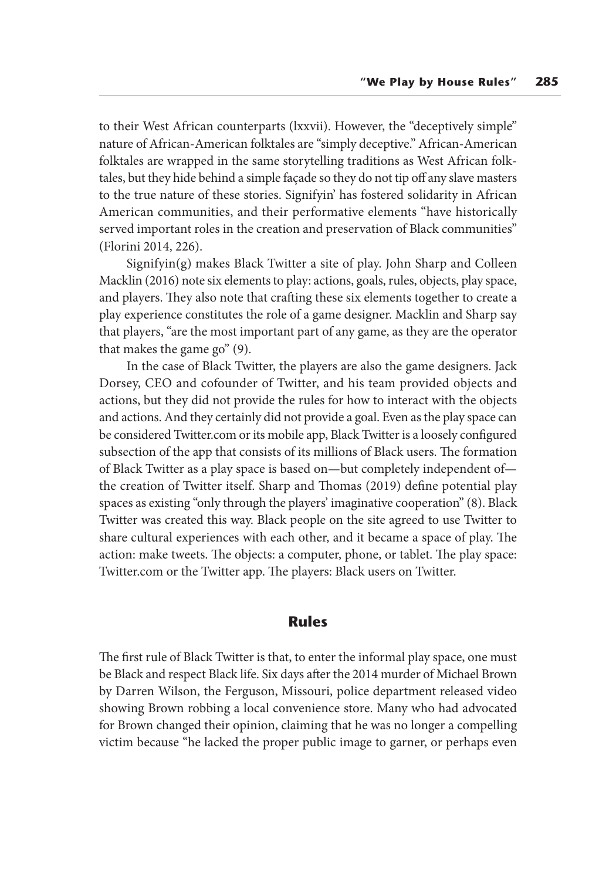to their West African counterparts (lxxvii). However, the "deceptively simple" nature of African-American folktales are "simply deceptive." African-American folktales are wrapped in the same storytelling traditions as West African folktales, but they hide behind a simple façade so they do not tip off any slave masters to the true nature of these stories. Signifyin' has fostered solidarity in African American communities, and their performative elements "have historically served important roles in the creation and preservation of Black communities" (Florini 2014, 226).

Signifyin(g) makes Black Twitter a site of play. John Sharp and Colleen Macklin (2016) note six elements to play: actions, goals, rules, objects, play space, and players. They also note that crafting these six elements together to create a play experience constitutes the role of a game designer. Macklin and Sharp say that players, "are the most important part of any game, as they are the operator that makes the game go" (9).

In the case of Black Twitter, the players are also the game designers. Jack Dorsey, CEO and cofounder of Twitter, and his team provided objects and actions, but they did not provide the rules for how to interact with the objects and actions. And they certainly did not provide a goal. Even as the play space can be considered Twitter.com or its mobile app, Black Twitter is a loosely configured subsection of the app that consists of its millions of Black users. The formation of Black Twitter as a play space is based on—but completely independent of—the creation of Twitter itself. Sharp and Thomas (2019) define potential play spaces as existing "only through the players' imaginative cooperation" (8). Black Twitter was created this way. Black people on the site agreed to use Twitter to share cultural experiences with each other, and it became a space of play. The action: make tweets. The objects: a computer, phone, or tablet. The play space: Twitter.com or the Twitter app. The players: Black users on Twitter.

## Rules

The first rule of Black Twitter is that, to enter the informal play space, one must be Black and respect Black life. Six days after the 2014 murder of Michael Brown by Darren Wilson, the Ferguson, Missouri, police department released video showing Brown robbing a local convenience store. Many who had advocated for Brown changed their opinion, claiming that he was no longer a compelling victim because "he lacked the proper public image to garner, or perhaps even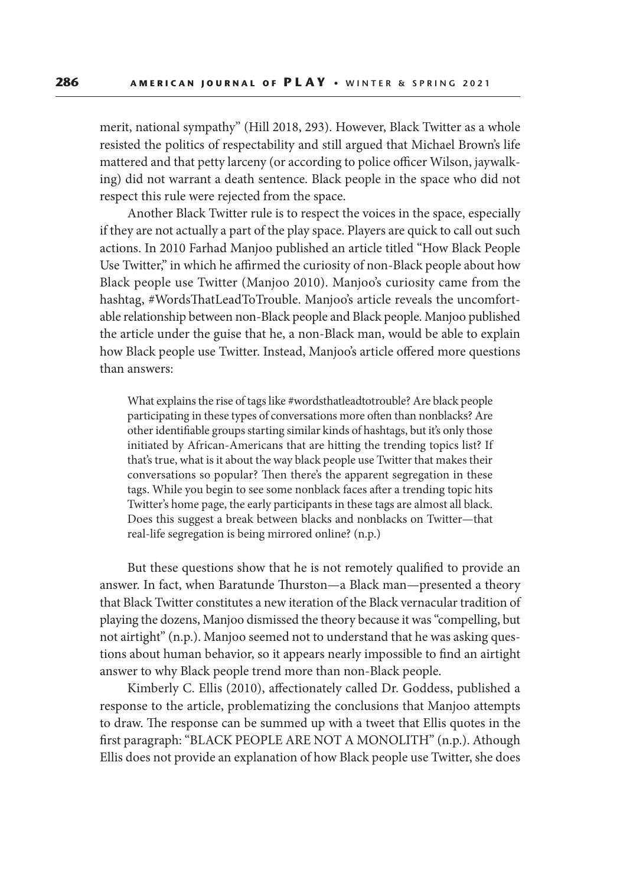merit, national sympathy" (Hill 2018, 293). However, Black Twitter as a whole resisted the politics of respectability and still argued that Michael Brown's life mattered and that petty larceny (or according to police officer Wilson, jaywalking) did not warrant a death sentence. Black people in the space who did not respect this rule were rejected from the space.

Another Black Twitter rule is to respect the voices in the space, especially if they are not actually a part of the play space. Players are quick to call out such actions. In 2010 Farhad Manjoo published an article titled "How Black People Use Twitter," in which he affirmed the curiosity of non-Black people about how Black people use Twitter (Manjoo 2010). Manjoo's curiosity came from the hashtag, #WordsThatLeadToTrouble. Manjoo's article reveals the uncomfortable relationship between non-Black people and Black people. Manjoo published the article under the guise that he, a non-Black man, would be able to explain how Black people use Twitter. Instead, Manjoo's article offered more questions than answers:

> What explains the rise of tags like #wordsthatleadtotrouble? Are black people participating in these types of conversations more often than nonblacks? Are other identifiable groups starting similar kinds of hashtags, but it's only those initiated by African-Americans that are hitting the trending topics list? If that's true, what is it about the way black people use Twitter that makes their conversations so popular? Then there's the apparent segregation in these tags. While you begin to see some nonblack faces after a trending topic hits Twitter's home page, the early participants in these tags are almost all black. Does this suggest a break between blacks and nonblacks on Twitter—that real-life segregation is being mirrored online? (n.p.)

But these questions show that he is not remotely qualified to provide an answer. In fact, when Baratunde Thurston—a Black man—presented a theory that Black Twitter constitutes a new iteration of the Black vernacular tradition of playing the dozens, Manjoo dismissed the theory because it was "compelling, but not airtight" (n.p.). Manjoo seemed not to understand that he was asking questions about human behavior, so it appears nearly impossible to find an airtight answer to why Black people trend more than non-Black people.

Kimberly C. Ellis (2010), affectionately called Dr. Goddess, published a response to the article, problematizing the conclusions that Manjoo attempts to draw. The response can be summed up with a tweet that Ellis quotes in the first paragraph: "BLACK PEOPLE ARE NOT A MONOLITH" (n.p.). Athough Ellis does not provide an explanation of how Black people use Twitter, she does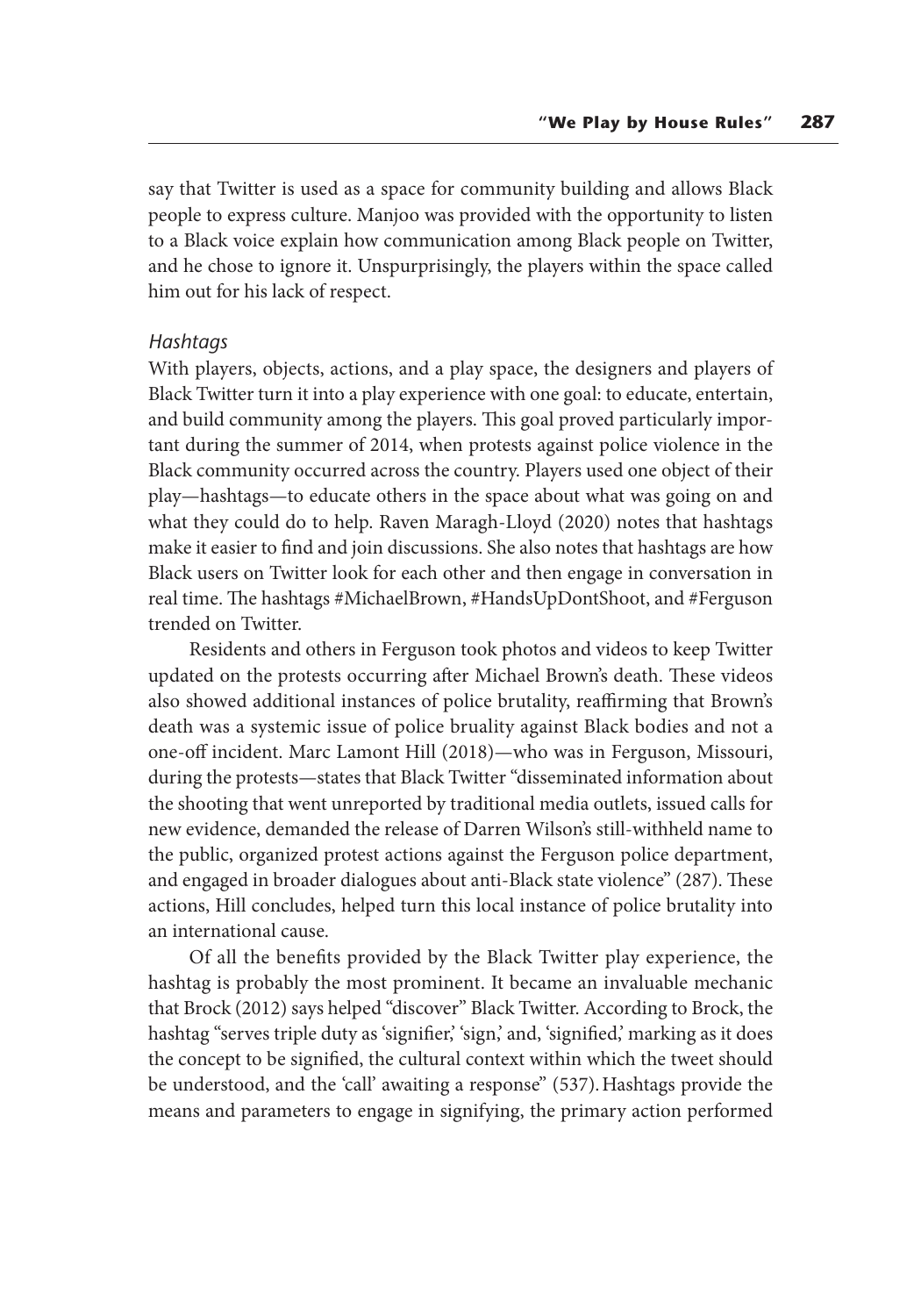say that Twitter is used as a space for community building and allows Black people to express culture. Manjoo was provided with the opportunity to listen to a Black voice explain how communication among Black people on Twitter, and he chose to ignore it. Unspurprisingly, the players within the space called him out for his lack of respect.

### *Hashtags*

With players, objects, actions, and a play space, the designers and players of Black Twitter turn it into a play experience with one goal: to educate, entertain, and build community among the players. This goal proved particularly important during the summer of 2014, when protests against police violence in the Black community occurred across the country. Players used one object of their play—hashtags—to educate others in the space about what was going on and what they could do to help. Raven Maragh-Lloyd (2020) notes that hashtags make it easier to find and join discussions. She also notes that hashtags are how Black users on Twitter look for each other and then engage in conversation in real time. The hashtags #MichaelBrown, #HandsUpDontShoot, and #Ferguson trended on Twitter.

Residents and others in Ferguson took photos and videos to keep Twitter updated on the protests occurring after Michael Brown's death. These videos also showed additional instances of police brutality, reaffirming that Brown's death was a systemic issue of police bruality against Black bodies and not a one-off incident. Marc Lamont Hill (2018)—who was in Ferguson, Missouri, during the protests—states that Black Twitter "disseminated information about the shooting that went unreported by traditional media outlets, issued calls for new evidence, demanded the release of Darren Wilson's still-withheld name to the public, organized protest actions against the Ferguson police department, and engaged in broader dialogues about anti-Black state violence" (287). These actions, Hill concludes, helped turn this local instance of police brutality into an international cause.

Of all the benefits provided by the Black Twitter play experience, the hashtag is probably the most prominent. It became an invaluable mechanic that Brock (2012) says helped "discover" Black Twitter. According to Brock, the hashtag "serves triple duty as 'signifier,' 'sign,' and, 'signified,' marking as it does the concept to be signified, the cultural context within which the tweet should be understood, and the 'call' awaiting a response" (537). Hashtags provide the means and parameters to engage in signifying, the primary action performed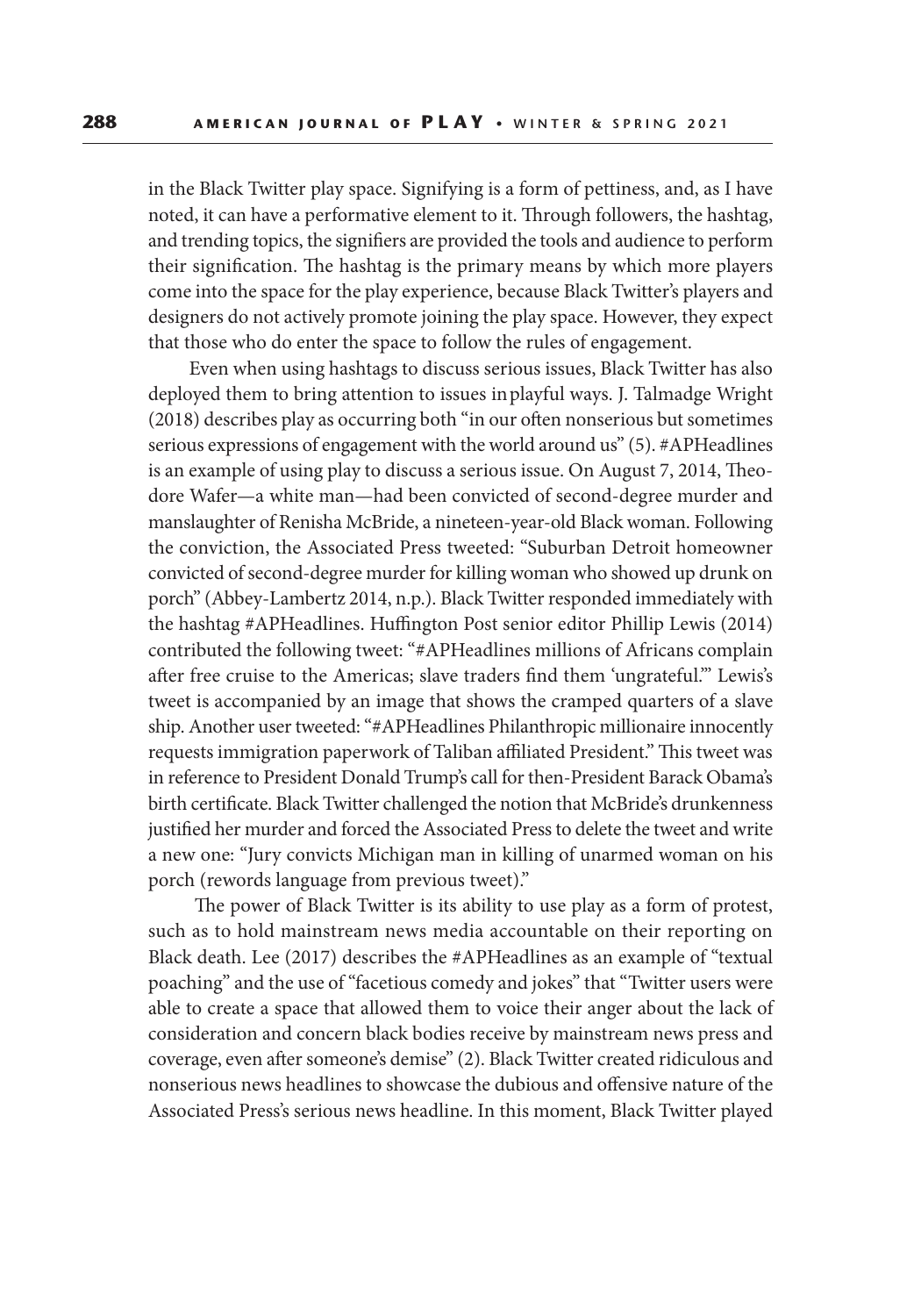in the Black Twitter play space. Signifying is a form of pettiness, and, as I have noted, it can have a performative element to it. Through followers, the hashtag, and trending topics, the signifiers are provided the tools and audience to perform their signification. The hashtag is the primary means by which more players come into the space for the play experience, because Black Twitter's players and designers do not actively promote joining the play space. However, they expect that those who do enter the space to follow the rules of engagement.

Even when using hashtags to discuss serious issues, Black Twitter has also deployed them to bring attention to issues in playful ways. J. Talmadge Wright (2018) describes play as occurring both "in our often nonserious but sometimes serious expressions of engagement with the world around us" (5). #APHeadlines is an example of using play to discuss a serious issue. On August 7, 2014, Theodore Wafer—a white man—had been convicted of second-degree murder and manslaughter of Renisha McBride, a nineteen-year-old Black woman. Following the conviction, the Associated Press tweeted: "Suburban Detroit homeowner convicted of second-degree murder for killing woman who showed up drunk on porch" (Abbey-Lambertz 2014, n.p.). Black Twitter responded immediately with the hashtag #APHeadlines. Huffington Post senior editor Phillip Lewis (2014) contributed the following tweet: "#APHeadlines millions of Africans complain after free cruise to the Americas; slave traders find them 'ungrateful.'" Lewis's tweet is accompanied by an image that shows the cramped quarters of a slave ship. Another user tweeted: "#APHeadlines Philanthropic millionaire innocently requests immigration paperwork of Taliban affiliated President." This tweet was in reference to President Donald Trump's call for then-President Barack Obama's birth certificate. Black Twitter challenged the notion that McBride's drunkenness justified her murder and forced the Associated Press to delete the tweet and write a new one: "Jury convicts Michigan man in killing of unarmed woman on his porch (rewords language from previous tweet)."

The power of Black Twitter is its ability to use play as a form of protest, such as to hold mainstream news media accountable on their reporting on Black death. Lee (2017) describes the #APHeadlines as an example of "textual poaching" and the use of "facetious comedy and jokes" that "Twitter users were able to create a space that allowed them to voice their anger about the lack of consideration and concern black bodies receive by mainstream news press and coverage, even after someone's demise" (2). Black Twitter created ridiculous and nonserious news headlines to showcase the dubious and offensive nature of the Associated Press's serious news headline. In this moment, Black Twitter played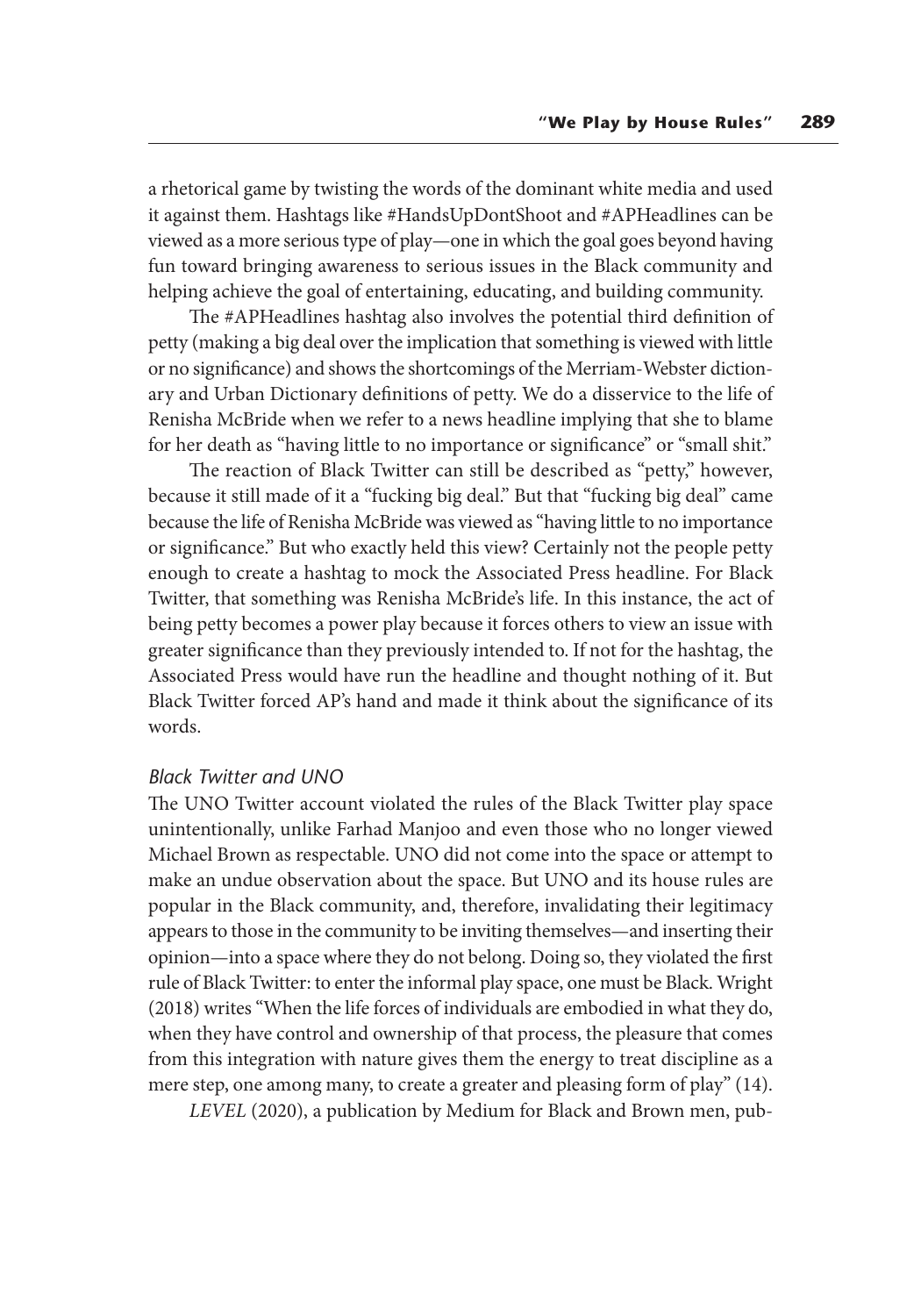a rhetorical game by twisting the words of the dominant white media and used it against them. Hashtags like #HandsUpDontShoot and #APHeadlines can be viewed as a more serious type of play—one in which the goal goes beyond having fun toward bringing awareness to serious issues in the Black community and helping achieve the goal of entertaining, educating, and building community.

The #APHeadlines hashtag also involves the potential third definition of petty (making a big deal over the implication that something is viewed with little or no significance) and shows the shortcomings of the Merriam-Webster dictionary and Urban Dictionary definitions of petty. We do a disservice to the life of Renisha McBride when we refer to a news headline implying that she to blame for her death as "having little to no importance or significance" or "small shit."

The reaction of Black Twitter can still be described as "petty," however, because it still made of it a "fucking big deal." But that "fucking big deal" came because the life of Renisha McBride was viewed as "having little to no importance or significance." But who exactly held this view? Certainly not the people petty enough to create a hashtag to mock the Associated Press headline. For Black Twitter, that something was Renisha McBride's life. In this instance, the act of being petty becomes a power play because it forces others to view an issue with greater significance than they previously intended to. If not for the hashtag, the Associated Press would have run the headline and thought nothing of it. But Black Twitter forced AP's hand and made it think about the significance of its words.

### *Black Twitter and UNO*

The UNO Twitter account violated the rules of the Black Twitter play space unintentionally, unlike Farhad Manjoo and even those who no longer viewed Michael Brown as respectable. UNO did not come into the space or attempt to make an undue observation about the space. But UNO and its house rules are popular in the Black community, and, therefore, invalidating their legitimacy appears to those in the community to be inviting themselves—and inserting their opinion—into a space where they do not belong. Doing so, they violated the first rule of Black Twitter: to enter the informal play space, one must be Black. Wright (2018) writes "When the life forces of individuals are embodied in what they do, when they have control and ownership of that process, the pleasure that comes from this integration with nature gives them the energy to treat discipline as a mere step, one among many, to create a greater and pleasing form of play" (14).

*LEVEL* (2020), a publication by Medium for Black and Brown men, pub-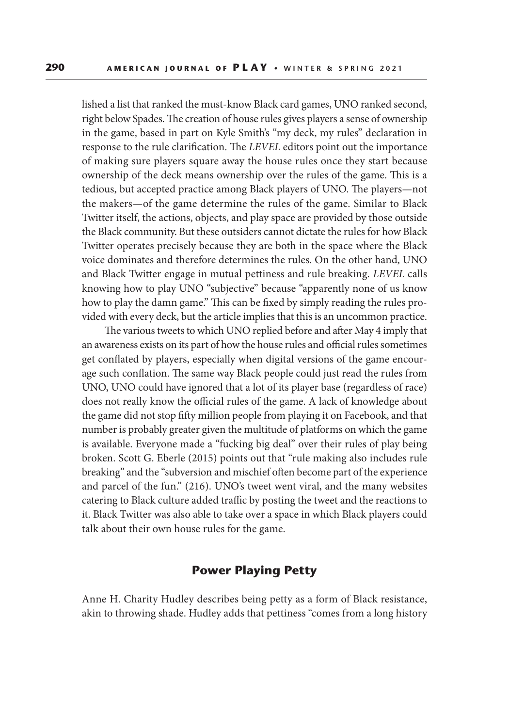lished a list that ranked the must-know Black card games, UNO ranked second, right below Spades. The creation of house rules gives players a sense of ownership in the game, based in part on Kyle Smith's "my deck, my rules" declaration in response to the rule clarification. The *LEVEL* editors point out the importance of making sure players square away the house rules once they start because ownership of the deck means ownership over the rules of the game. This is a tedious, but accepted practice among Black players of UNO. The players—not the makers—of the game determine the rules of the game. Similar to Black Twitter itself, the actions, objects, and play space are provided by those outside the Black community. But these outsiders cannot dictate the rules for how Black Twitter operates precisely because they are both in the space where the Black voice dominates and therefore determines the rules. On the other hand, UNO and Black Twitter engage in mutual pettiness and rule breaking. *LEVEL* calls knowing how to play UNO "subjective" because "apparently none of us know how to play the damn game." This can be fixed by simply reading the rules provided with every deck, but the article implies that this is an uncommon practice.

The various tweets to which UNO replied before and after May 4 imply that an awareness exists on its part of how the house rules and official rules sometimes get conflated by players, especially when digital versions of the game encourage such conflation. The same way Black people could just read the rules from UNO, UNO could have ignored that a lot of its player base (regardless of race) does not really know the official rules of the game. A lack of knowledge about the game did not stop fifty million people from playing it on Facebook, and that number is probably greater given the multitude of platforms on which the game is available. Everyone made a "fucking big deal" over their rules of play being broken. Scott G. Eberle (2015) points out that "rule making also includes rule breaking" and the "subversion and mischief often become part of the experience and parcel of the fun." (216). UNO's tweet went viral, and the many websites catering to Black culture added traffic by posting the tweet and the reactions to it. Black Twitter was also able to take over a space in which Black players could talk about their own house rules for the game.

## Power Playing Petty

Anne H. Charity Hudley describes being petty as a form of Black resistance, akin to throwing shade. Hudley adds that pettiness "comes from a long history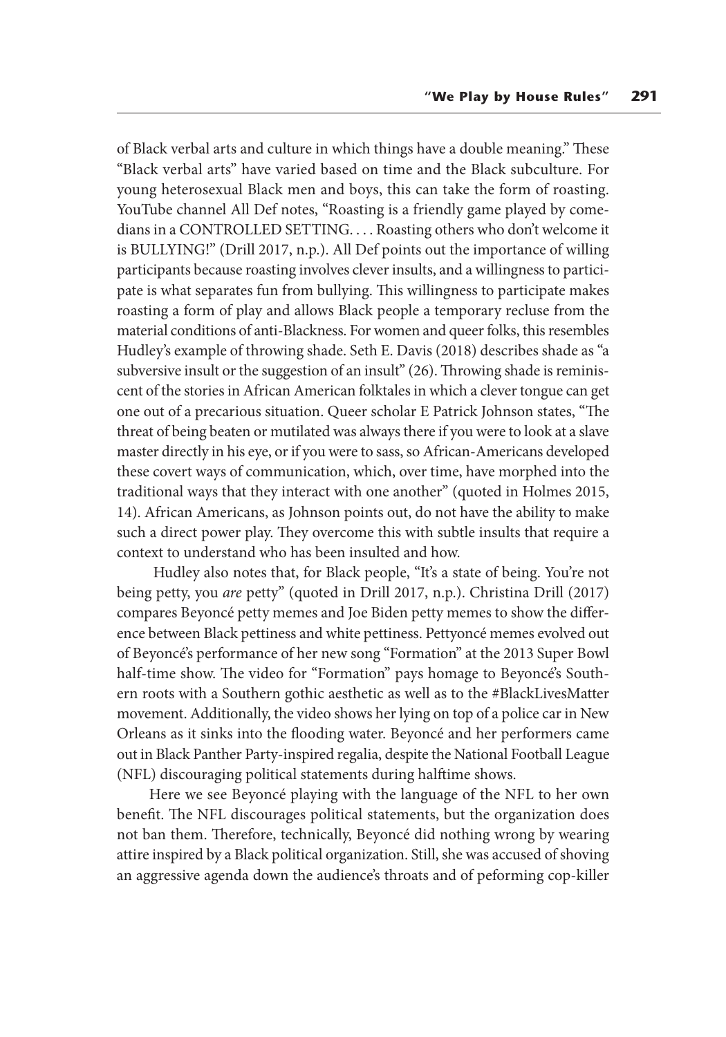of Black verbal arts and culture in which things have a double meaning." These "Black verbal arts" have varied based on time and the Black subculture. For young heterosexual Black men and boys, this can take the form of roasting. YouTube channel All Def notes, "Roasting is a friendly game played by comedians in a CONTROLLED SETTING. . . . Roasting others who don't welcome it is BULLYING!" (Drill 2017, n.p.). All Def points out the importance of willing participants because roasting involves clever insults, and a willingness to participate is what separates fun from bullying. This willingness to participate makes roasting a form of play and allows Black people a temporary recluse from the material conditions of anti-Blackness. For women and queer folks, this resembles Hudley's example of throwing shade. Seth E. Davis (2018) describes shade as "a subversive insult or the suggestion of an insult" (26). Throwing shade is reminiscent of the stories in African American folktales in which a clever tongue can get one out of a precarious situation. Queer scholar E Patrick Johnson states, "The threat of being beaten or mutilated was always there if you were to look at a slave master directly in his eye, or if you were to sass, so African-Americans developed these covert ways of communication, which, over time, have morphed into the traditional ways that they interact with one another" (quoted in Holmes 2015, 14). African Americans, as Johnson points out, do not have the ability to make such a direct power play. They overcome this with subtle insults that require a context to understand who has been insulted and how.

Hudley also notes that, for Black people, "It's a state of being. You're not being petty, you *are* petty" (quoted in Drill 2017, n.p.). Christina Drill (2017) compares Beyoncé petty memes and Joe Biden petty memes to show the difference between Black pettiness and white pettiness. Pettyoncé memes evolved out of Beyoncé's performance of her new song "Formation" at the 2013 Super Bowl half-time show. The video for "Formation" pays homage to Beyoncé's Southern roots with a Southern gothic aesthetic as well as to the #BlackLivesMatter movement. Additionally, the video shows her lying on top of a police car in New Orleans as it sinks into the flooding water. Beyoncé and her performers came out in Black Panther Party-inspired regalia, despite the National Football League (NFL) discouraging political statements during halftime shows.

Here we see Beyoncé playing with the language of the NFL to her own benefit. The NFL discourages political statements, but the organization does not ban them. Therefore, technically, Beyoncé did nothing wrong by wearing attire inspired by a Black political organization. Still, she was accused of shoving an aggressive agenda down the audience's throats and of peforming cop-killer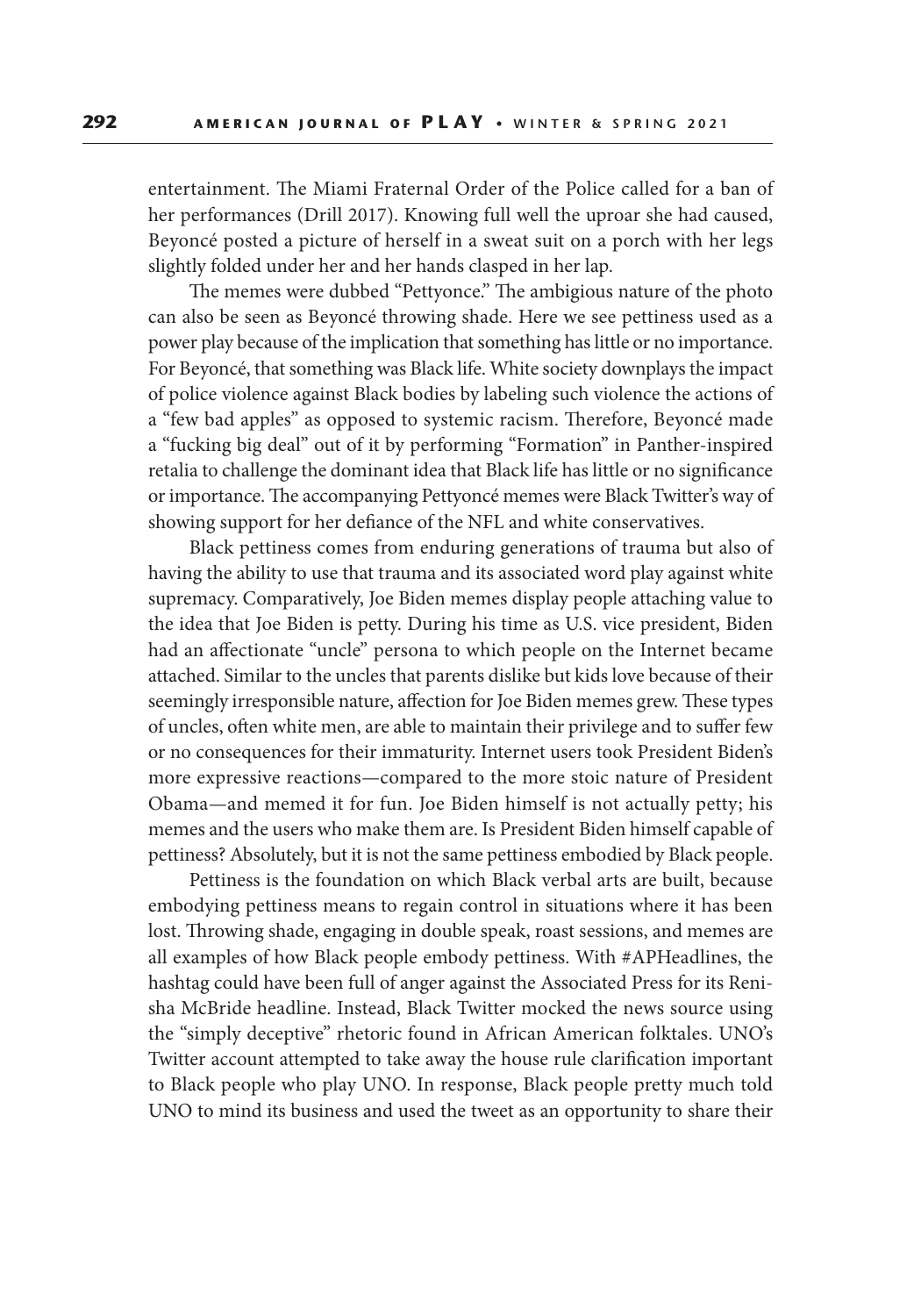entertainment. The Miami Fraternal Order of the Police called for a ban of her performances (Drill 2017). Knowing full well the uproar she had caused, Beyoncé posted a picture of herself in a sweat suit on a porch with her legs slightly folded under her and her hands clasped in her lap.

The memes were dubbed "Pettyonce." The ambigious nature of the photo can also be seen as Beyoncé throwing shade. Here we see pettiness used as a power play because of the implication that something has little or no importance. For Beyoncé, that something was Black life. White society downplays the impact of police violence against Black bodies by labeling such violence the actions of a "few bad apples" as opposed to systemic racism. Therefore, Beyoncé made a "fucking big deal" out of it by performing "Formation" in Panther-inspired retalia to challenge the dominant idea that Black life has little or no significance or importance. The accompanying Pettyoncé memes were Black Twitter's way of showing support for her defiance of the NFL and white conservatives.

Black pettiness comes from enduring generations of trauma but also of having the ability to use that trauma and its associated word play against white supremacy. Comparatively, Joe Biden memes display people attaching value to the idea that Joe Biden is petty. During his time as U.S. vice president, Biden had an affectionate "uncle" persona to which people on the Internet became attached. Similar to the uncles that parents dislike but kids love because of their seemingly irresponsible nature, affection for Joe Biden memes grew. These types of uncles, often white men, are able to maintain their privilege and to suffer few or no consequences for their immaturity. Internet users took President Biden's more expressive reactions—compared to the more stoic nature of President Obama—and memed it for fun. Joe Biden himself is not actually petty; his memes and the users who make them are. Is President Biden himself capable of pettiness? Absolutely, but it is not the same pettiness embodied by Black people.

Pettiness is the foundation on which Black verbal arts are built, because embodying pettiness means to regain control in situations where it has been lost. Throwing shade, engaging in double speak, roast sessions, and memes are all examples of how Black people embody pettiness. With #APHeadlines, the hashtag could have been full of anger against the Associated Press for its Renisha McBride headline. Instead, Black Twitter mocked the news source using the "simply deceptive" rhetoric found in African American folktales. UNO's Twitter account attempted to take away the house rule clarification important to Black people who play UNO. In response, Black people pretty much told UNO to mind its business and used the tweet as an opportunity to share their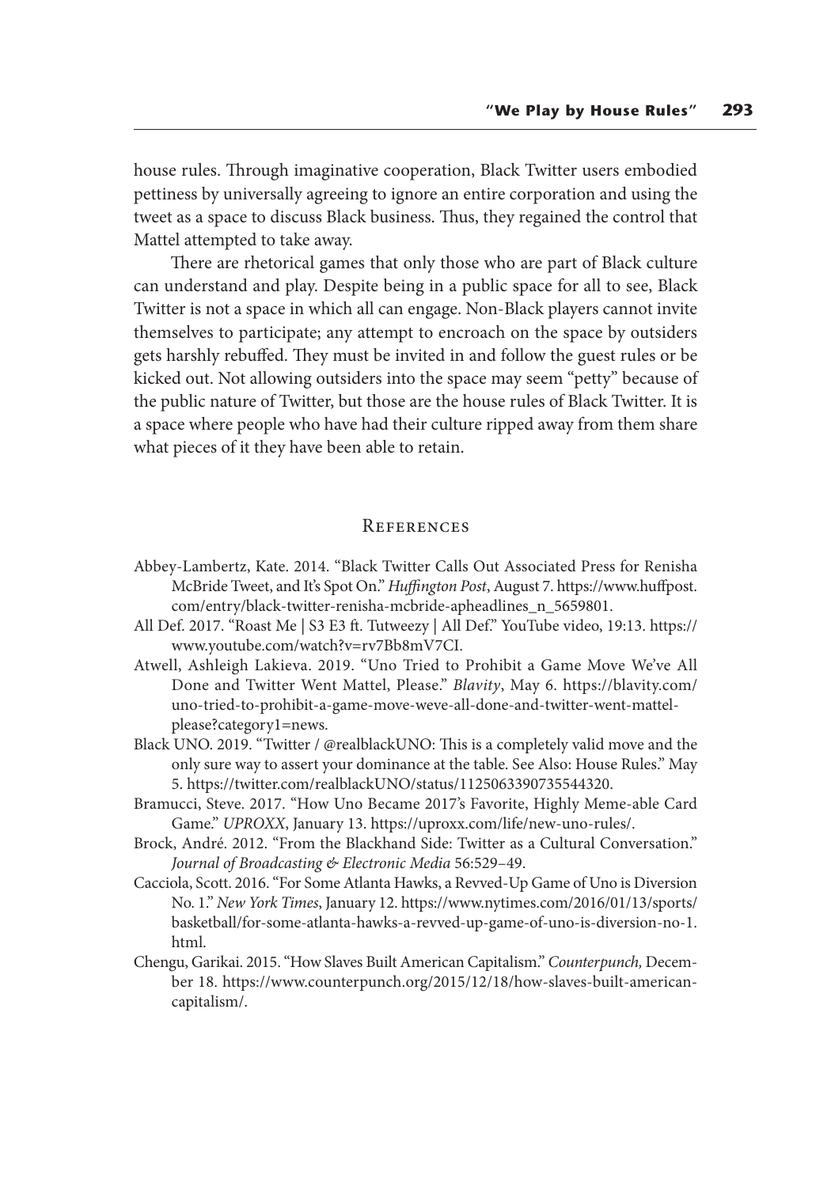house rules. Through imaginative cooperation, Black Twitter users embodied pettiness by universally agreeing to ignore an entire corporation and using the tweet as a space to discuss Black business. Thus, they regained the control that Mattel attempted to take away.

There are rhetorical games that only those who are part of Black culture can understand and play. Despite being in a public space for all to see, Black Twitter is not a space in which all can engage. Non-Black players cannot invite themselves to participate; any attempt to encroach on the space by outsiders gets harshly rebuffed. They must be invited in and follow the guest rules or be kicked out. Not allowing outsiders into the space may seem "petty" because of the public nature of Twitter, but those are the house rules of Black Twitter. It is a space where people who have had their culture ripped away from them share what pieces of it they have been able to retain.

## References

Abbey-Lambertz, Kate. 2014. "Black Twitter Calls Out Associated Press for Renisha McBride Tweet, and It's Spot On." *Huffington Post*, August 7. https://www.huffpost.com/entry/black-twitter-renisha-mcbride-apheadlines_n_5659801.

All Def. 2017. "Roast Me | S3 E3 ft. Tutweezy | All Def." YouTube video, 19:13. https://www.youtube.com/watch?v=rv7Bb8mV7CI.

Atwell, Ashleigh Lakieva. 2019. "Uno Tried to Prohibit a Game Move We've All Done and Twitter Went Mattel, Please." *Blavity*, May 6. https://blavity.com/uno-tried-to-prohibit-a-game-move-weve-all-done-and-twitter-went-mattel-please?category1=news.

Black UNO. 2019. "Twitter / @realblackUNO: This is a completely valid move and the only sure way to assert your dominance at the table. See Also: House Rules." May 5. https://twitter.com/realblackUNO/status/1125063390735544320.

Bramucci, Steve. 2017. "How Uno Became 2017's Favorite, Highly Meme-able Card Game." *UPROXX*, January 13. https://uproxx.com/life/new-uno-rules/.

Brock, André. 2012. "From the Blackhand Side: Twitter as a Cultural Conversation." *Journal of Broadcasting & Electronic Media* 56:529–49.

Cacciola, Scott. 2016. "For Some Atlanta Hawks, a Revved-Up Game of Uno is Diversion No. 1." *New York Times*, January 12. https://www.nytimes.com/2016/01/13/sports/basketball/for-some-atlanta-hawks-a-revved-up-game-of-uno-is-diversion-no-1.html.

Chengu, Garikai. 2015. "How Slaves Built American Capitalism." *Counterpunch,* December 18. https://www.counterpunch.org/2015/12/18/how-slaves-built-american-capitalism/.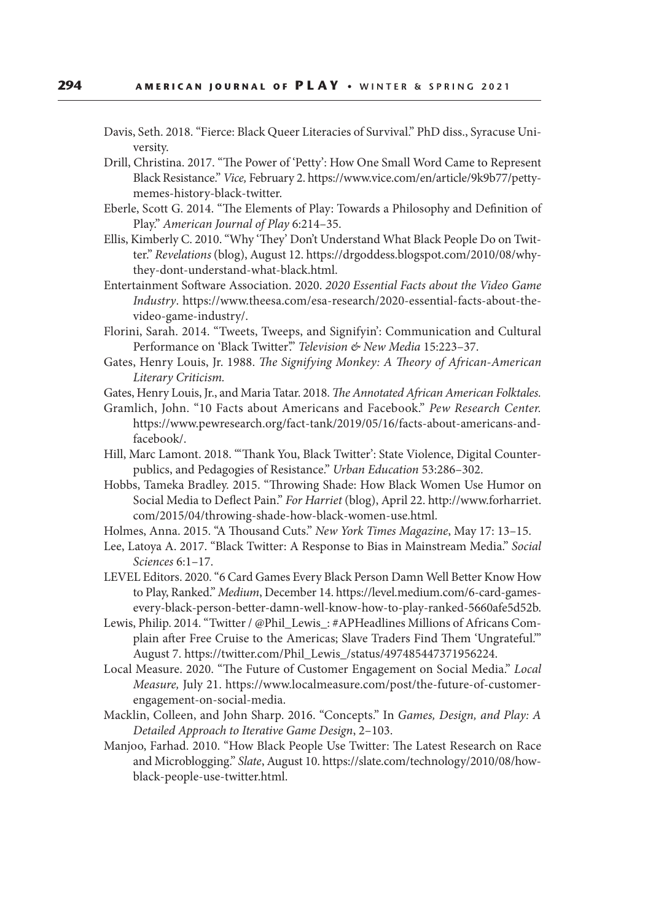Davis, Seth. 2018. "Fierce: Black Queer Literacies of Survival." PhD diss., Syracuse University.

Drill, Christina. 2017. "The Power of 'Petty': How One Small Word Came to Represent Black Resistance." *Vice,* February 2. https://www.vice.com/en/article/9k9b77/petty-memes-history-black-twitter.

Eberle, Scott G. 2014. "The Elements of Play: Towards a Philosophy and Definition of Play." *American Journal of Play* 6:214–35.

Ellis, Kimberly C. 2010. "Why 'They' Don't Understand What Black People Do on Twitter." *Revelations* (blog), August 12. https://drgoddess.blogspot.com/2010/08/why-they-dont-understand-what-black.html.

Entertainment Software Association. 2020. *2020 Essential Facts about the Video Game Industry*. https://www.theesa.com/esa-research/2020-essential-facts-about-the-video-game-industry/.

Florini, Sarah. 2014. "Tweets, Tweeps, and Signifyin': Communication and Cultural Performance on 'Black Twitter.'" *Television & New Media* 15:223–37.

Gates, Henry Louis, Jr. 1988. *The Signifying Monkey: A Theory of African-American Literary Criticism.*

Gates, Henry Louis, Jr., and Maria Tatar. 2018. *The Annotated African American Folktales.*

Gramlich, John. "10 Facts about Americans and Facebook." *Pew Research Center.* https://www.pewresearch.org/fact-tank/2019/05/16/facts-about-americans-and-facebook/.

Hill, Marc Lamont. 2018. "'Thank You, Black Twitter': State Violence, Digital Counterpublics, and Pedagogies of Resistance." *Urban Education* 53:286–302.

Hobbs, Tameka Bradley. 2015. "Throwing Shade: How Black Women Use Humor on Social Media to Deflect Pain." *For Harriet* (blog), April 22. http://www.forharriet.com/2015/04/throwing-shade-how-black-women-use.html.

Holmes, Anna. 2015. "A Thousand Cuts." *New York Times Magazine*, May 17: 13–15.

Lee, Latoya A. 2017. "Black Twitter: A Response to Bias in Mainstream Media." *Social Sciences* 6:1–17.

LEVEL Editors. 2020. "6 Card Games Every Black Person Damn Well Better Know How to Play, Ranked." *Medium*, December 14. https://level.medium.com/6-card-games-every-black-person-better-damn-well-know-how-to-play-ranked-5660afe5d52b.

Lewis, Philip. 2014. "Twitter / @Phil_Lewis_: #APHeadlines Millions of Africans Complain after Free Cruise to the Americas; Slave Traders Find Them 'Ungrateful.'" August 7. https://twitter.com/Phil_Lewis_/status/497485447371956224.

Local Measure. 2020. "The Future of Customer Engagement on Social Media." *Local Measure,* July 21. https://www.localmeasure.com/post/the-future-of-customer-engagement-on-social-media.

Macklin, Colleen, and John Sharp. 2016. "Concepts." In *Games, Design, and Play: A Detailed Approach to Iterative Game Design*, 2–103.

Manjoo, Farhad. 2010. "How Black People Use Twitter: The Latest Research on Race and Microblogging." *Slate*, August 10. https://slate.com/technology/2010/08/how-black-people-use-twitter.html.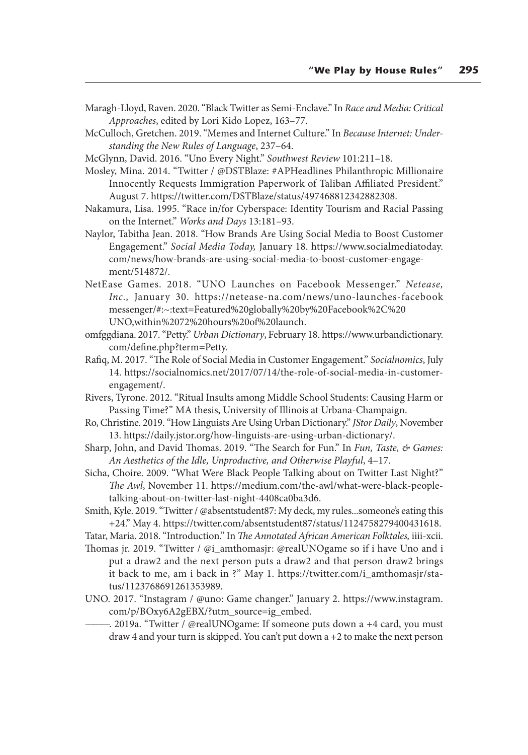Maragh-Lloyd, Raven. 2020. "Black Twitter as Semi-Enclave." In *Race and Media: Critical Approaches*, edited by Lori Kido Lopez, 163–77.

McCulloch, Gretchen. 2019. "Memes and Internet Culture." In *Because Internet: Understanding the New Rules of Language*, 237–64.

McGlynn, David. 2016. "Uno Every Night." *Southwest Review* 101:211–18.

Mosley, Mina. 2014. "Twitter / @DSTBlaze: #APHeadlines Philanthropic Millionaire Innocently Requests Immigration Paperwork of Taliban Affiliated President." August 7. https://twitter.com/DSTBlaze/status/497468812342882308.

Nakamura, Lisa. 1995. "Race in/for Cyberspace: Identity Tourism and Racial Passing on the Internet." *Works and Days* 13:181–93.

Naylor, Tabitha Jean. 2018. "How Brands Are Using Social Media to Boost Customer Engagement." *Social Media Today,* January 18. https://www.socialmediatoday.com/news/how-brands-are-using-social-media-to-boost-customer-engagement/514872/.

NetEase Games. 2018. "UNO Launches on Facebook Messenger." *Netease, Inc.,* January 30. https://netease-na.com/news/uno-launches-facebook messenger/#:~:text=Featured%20globally%20by%20Facebook%2C%20UNO,within%2072%20hours%20of%20launch.

omfggdiana. 2017. "Petty." *Urban Dictionary*, February 18. https://www.urbandictionary.com/define.php?term=Petty.

Rafiq, M. 2017. "The Role of Social Media in Customer Engagement." *Socialnomics*, July 14. https://socialnomics.net/2017/07/14/the-role-of-social-media-in-customer-engagement/.

Rivers, Tyrone. 2012. "Ritual Insults among Middle School Students: Causing Harm or Passing Time?" MA thesis, University of Illinois at Urbana-Champaign.

Ro, Christine. 2019. "How Linguists Are Using Urban Dictionary." *JStor Daily*, November 13. https://daily.jstor.org/how-linguists-are-using-urban-dictionary/.

Sharp, John, and David Thomas. 2019. "The Search for Fun." In *Fun, Taste, & Games: An Aesthetics of the Idle, Unproductive, and Otherwise Playful*, 4–17.

Sicha, Choire. 2009. "What Were Black People Talking about on Twitter Last Night?" *The Awl*, November 11. https://medium.com/the-awl/what-were-black-people-talking-about-on-twitter-last-night-4408ca0ba3d6.

Smith, Kyle. 2019. "Twitter / @absentstudent87: My deck, my rules...someone's eating this +24." May 4. https://twitter.com/absentstudent87/status/1124758279400431618.

Tatar, Maria. 2018. "Introduction." In *The Annotated African American Folktales,* iiii-xcii.

Thomas jr. 2019. "Twitter / @i_amthomasjr: @realUNOgame so if i have Uno and i put a draw2 and the next person puts a draw2 and that person draw2 brings it back to me, am i back in ?" May 1. https://twitter.com/i_amthomasjr/status/1123768691261353989.

UNO. 2017. "Instagram / @uno: Game changer." January 2. https://www.instagram.com/p/BOxy6A2gEBX/?utm_source=ig_embed.

———. 2019a. "Twitter / @realUNOgame: If someone puts down a +4 card, you must draw 4 and your turn is skipped. You can't put down a +2 to make the next person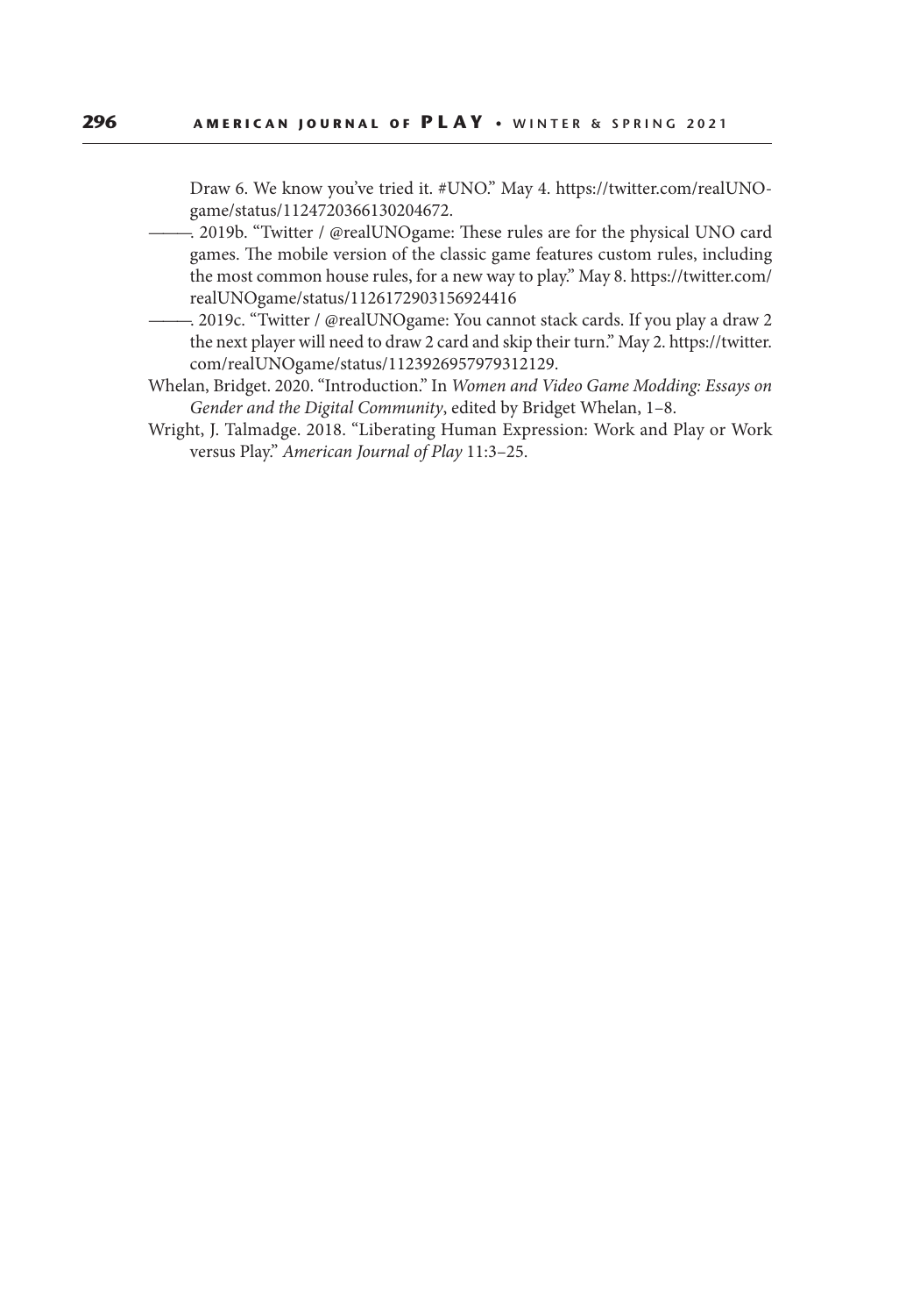Draw 6. We know you've tried it. #UNO." May 4. https://twitter.com/realUNOgame/status/1124720366130204672.

———. 2019b. "Twitter / @realUNOgame: These rules are for the physical UNO card games. The mobile version of the classic game features custom rules, including the most common house rules, for a new way to play." May 8. https://twitter.com/realUNOgame/status/1126172903156924416

———. 2019c. "Twitter / @realUNOgame: You cannot stack cards. If you play a draw 2 the next player will need to draw 2 card and skip their turn." May 2. https://twitter.com/realUNOgame/status/1123926957979312129.

Whelan, Bridget. 2020. "Introduction." In *Women and Video Game Modding: Essays on Gender and the Digital Community*, edited by Bridget Whelan, 1–8.

Wright, J. Talmadge. 2018. "Liberating Human Expression: Work and Play or Work versus Play." *American Journal of Play* 11:3–25.